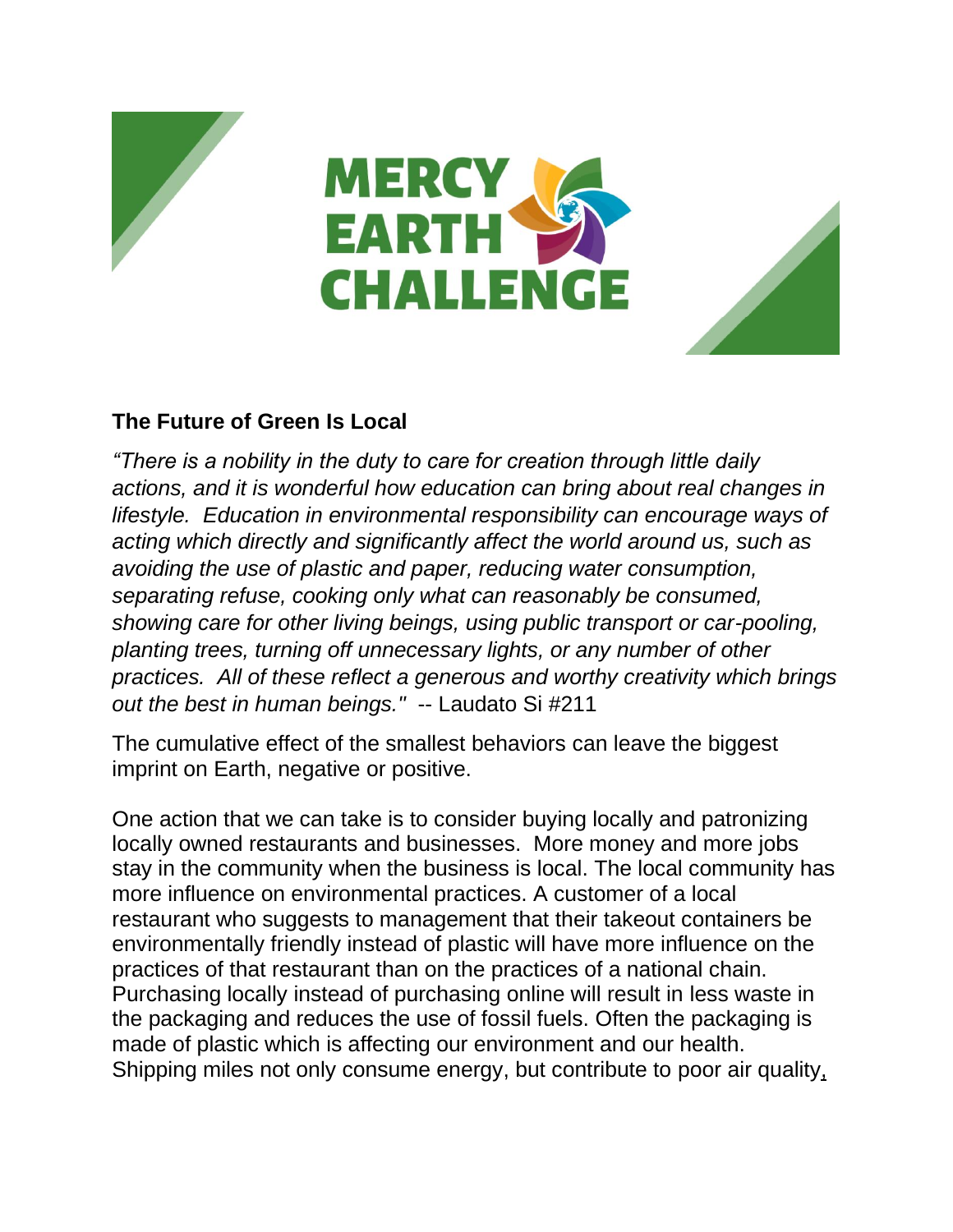# MERCY EARTH CHALLENGE

## The Future of Green Is Local

*"There is a nobility in the duty to care for creation through little daily actions, and it is wonderful how education can bring about real changes in lifestyle. Education in environmental responsibility can encourage ways of acting which directly and significantly affect the world around us, such as avoiding the use of plastic and paper, reducing water consumption, separating refuse, cooking only what can reasonably be consumed, showing care for other living beings, using public transport or car-pooling, planting trees, turning off unnecessary lights, or any number of other practices. All of these reflect a generous and worthy creativity which brings out the best in human beings."* -- Laudato Si #211

The cumulative effect of the smallest behaviors can leave the biggest imprint on Earth, negative or positive.

One action that we can take is to consider buying locally and patronizing locally owned restaurants and businesses. More money and more jobs stay in the community when the business is local. The local community has more influence on environmental practices. A customer of a local restaurant who suggests to management that their takeout containers be environmentally friendly instead of plastic will have more influence on the practices of that restaurant than on the practices of a national chain. Purchasing locally instead of purchasing online will result in less waste in the packaging and reduces the use of fossil fuels. Often the packaging is made of plastic which is affecting our environment and our health. Shipping miles not only consume energy, but contribute to poor air quality,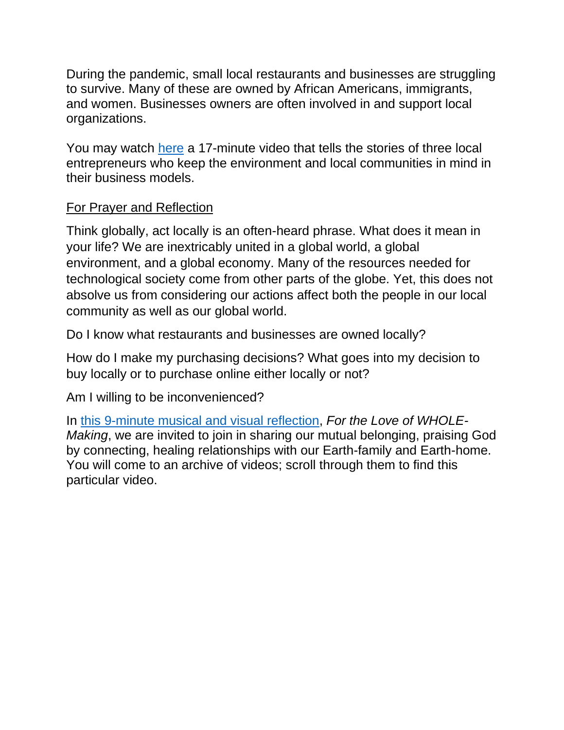During the pandemic, small local restaurants and businesses are struggling to survive. Many of these are owned by African Americans, immigrants, and women. Businesses owners are often involved in and support local organizations.

You may watch here a 17-minute video that tells the stories of three local entrepreneurs who keep the environment and local communities in mind in their business models.

## For Prayer and Reflection

Think globally, act locally is an often-heard phrase. What does it mean in your life? We are inextricably united in a global world, a global environment, and a global economy. Many of the resources needed for technological society come from other parts of the globe. Yet, this does not absolve us from considering our actions affect both the people in our local community as well as our global world.

Do I know what restaurants and businesses are owned locally?

How do I make my purchasing decisions? What goes into my decision to buy locally or to purchase online either locally or not?

Am I willing to be inconvenienced?

In this 9-minute musical and visual reflection, *For the Love of WHOLE-Making*, we are invited to join in sharing our mutual belonging, praising God by connecting, healing relationships with our Earth-family and Earth-home. You will come to an archive of videos; scroll through them to find this particular video.